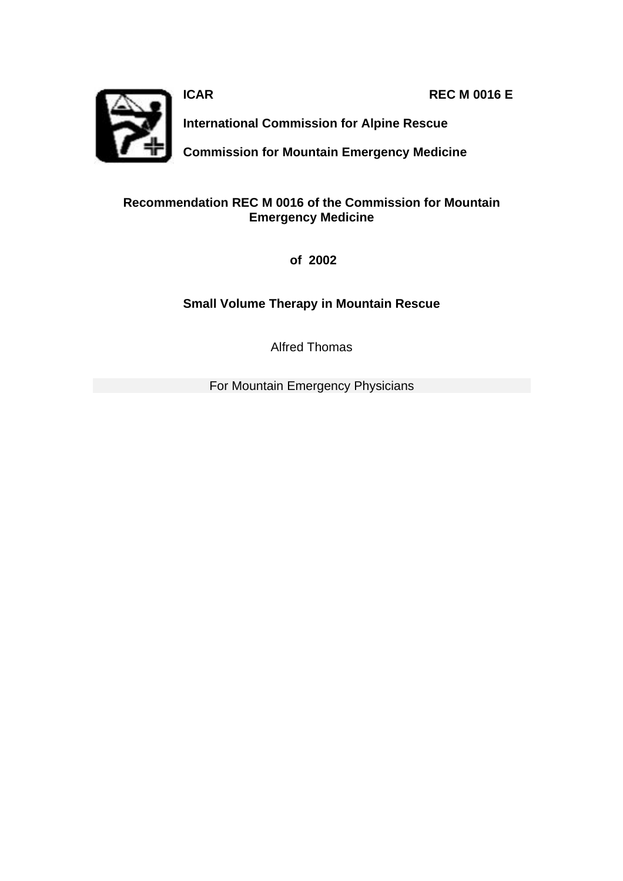**ICAR** **REC M 0016 E**

**International Commission for Alpine Rescue**

**Commission for Mountain Emergency Medicine**

## Recommendation REC M 0016 of the Commission for Mountain Emergency Medicine

**of 2002**

## Small Volume Therapy in Mountain Rescue

Alfred Thomas

For Mountain Emergency Physicians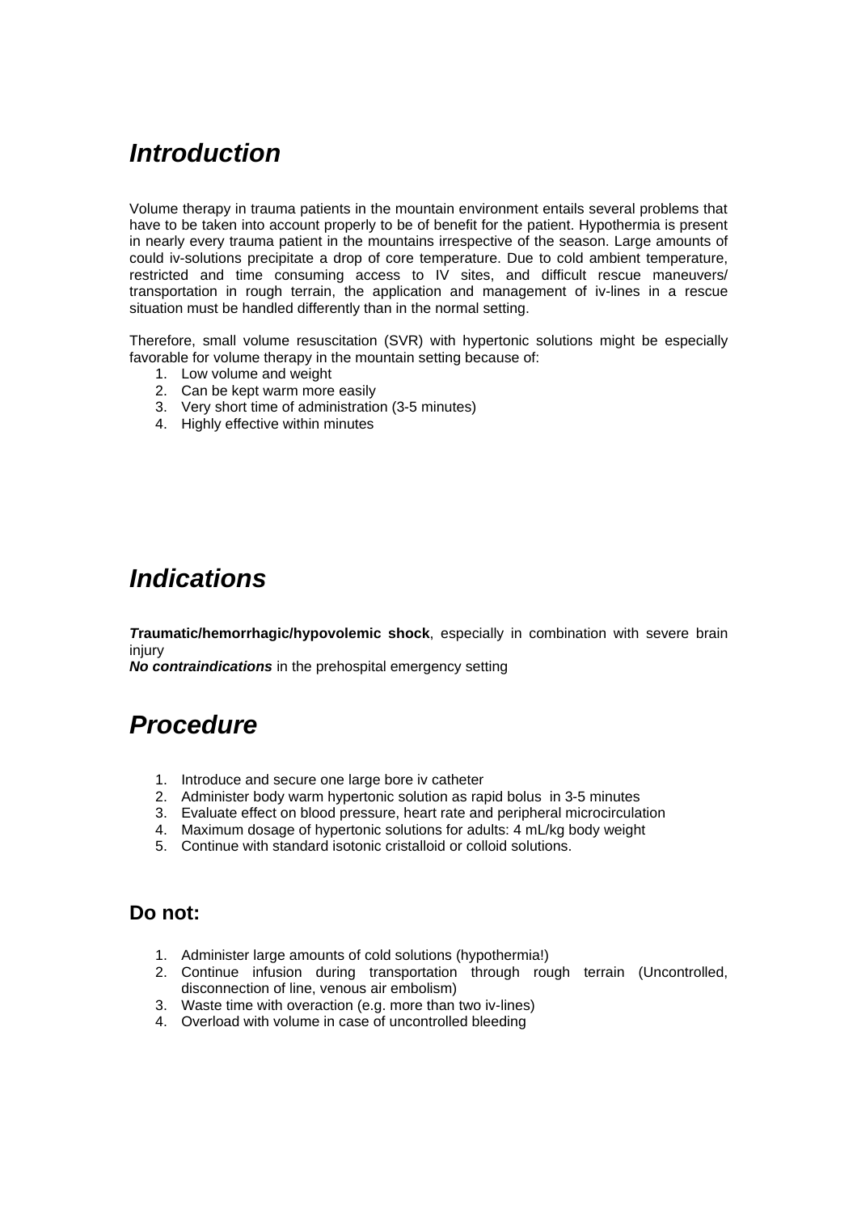# *Introduction*

Volume therapy in trauma patients in the mountain environment entails several problems that have to be taken into account properly to be of benefit for the patient. Hypothermia is present in nearly every trauma patient in the mountains irrespective of the season. Large amounts of could iv-solutions precipitate a drop of core temperature. Due to cold ambient temperature, restricted and time consuming access to IV sites, and difficult rescue maneuvers/ transportation in rough terrain, the application and management of iv-lines in a rescue situation must be handled differently than in the normal setting.

Therefore, small volume resuscitation (SVR) with hypertonic solutions might be especially favorable for volume therapy in the mountain setting because of:

1. Low volume and weight
2. Can be kept warm more easily
3. Very short time of administration (3-5 minutes)
4. Highly effective within minutes

# *Indications*

***T*raumatic/hemorrhagic/hypovolemic shock**, especially in combination with severe brain injury
***No contraindications*** in the prehospital emergency setting

# *Procedure*

1. Introduce and secure one large bore iv catheter
2. Administer body warm hypertonic solution as rapid bolus in 3-5 minutes
3. Evaluate effect on blood pressure, heart rate and peripheral microcirculation
4. Maximum dosage of hypertonic solutions for adults: 4 mL/kg body weight
5. Continue with standard isotonic cristalloid or colloid solutions.

### Do not:

1. Administer large amounts of cold solutions (hypothermia!)
2. Continue infusion during transportation through rough terrain (Uncontrolled, disconnection of line, venous air embolism)
3. Waste time with overaction (e.g. more than two iv-lines)
4. Overload with volume in case of uncontrolled bleeding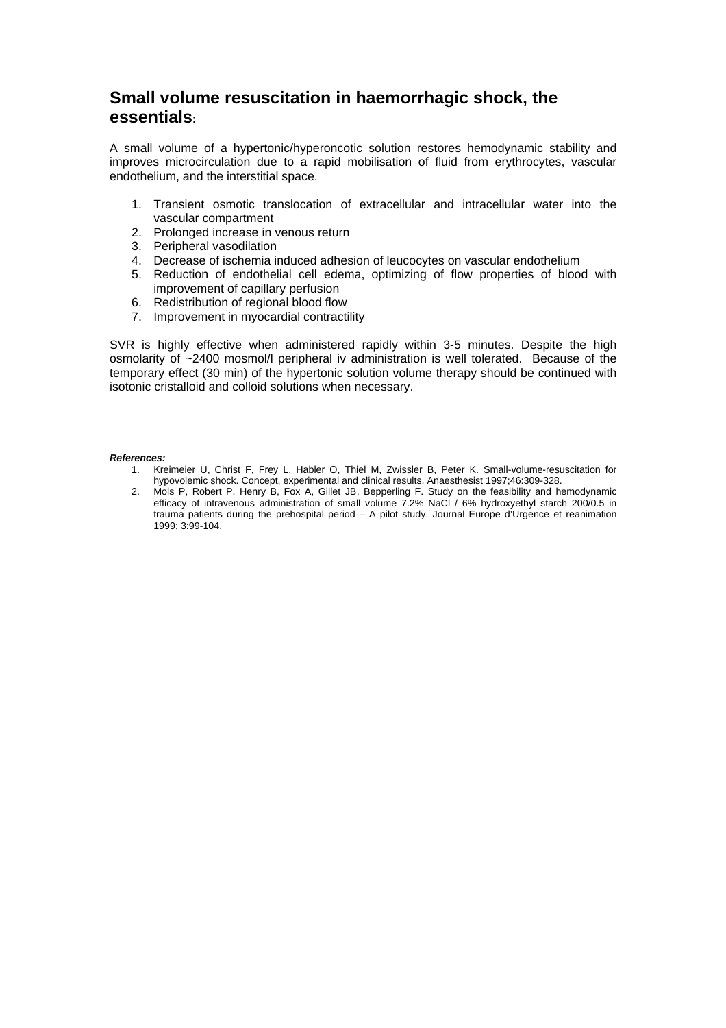## Small volume resuscitation in haemorrhagic shock, the essentials:

A small volume of a hypertonic/hyperoncotic solution restores hemodynamic stability and improves microcirculation due to a rapid mobilisation of fluid from erythrocytes, vascular endothelium, and the interstitial space.

1. Transient osmotic translocation of extracellular and intracellular water into the vascular compartment
2. Prolonged increase in venous return
3. Peripheral vasodilation
4. Decrease of ischemia induced adhesion of leucocytes on vascular endothelium
5. Reduction of endothelial cell edema, optimizing of flow properties of blood with improvement of capillary perfusion
6. Redistribution of regional blood flow
7. Improvement in myocardial contractility

SVR is highly effective when administered rapidly within 3-5 minutes. Despite the high osmolarity of ~2400 mosmol/l peripheral iv administration is well tolerated. Because of the temporary effect (30 min) of the hypertonic solution volume therapy should be continued with isotonic cristalloid and colloid solutions when necessary.

***References:***

1. Kreimeier U, Christ F, Frey L, Habler O, Thiel M, Zwissler B, Peter K. Small-volume-resuscitation for hypovolemic shock. Concept, experimental and clinical results. Anaesthesist 1997;46:309-328.
2. Mols P, Robert P, Henry B, Fox A, Gillet JB, Bepperling F. Study on the feasibility and hemodynamic efficacy of intravenous administration of small volume 7.2% NaCl / 6% hydroxyethyl starch 200/0.5 in trauma patients during the prehospital period – A pilot study. Journal Europe d'Urgence et reanimation 1999; 3:99-104.